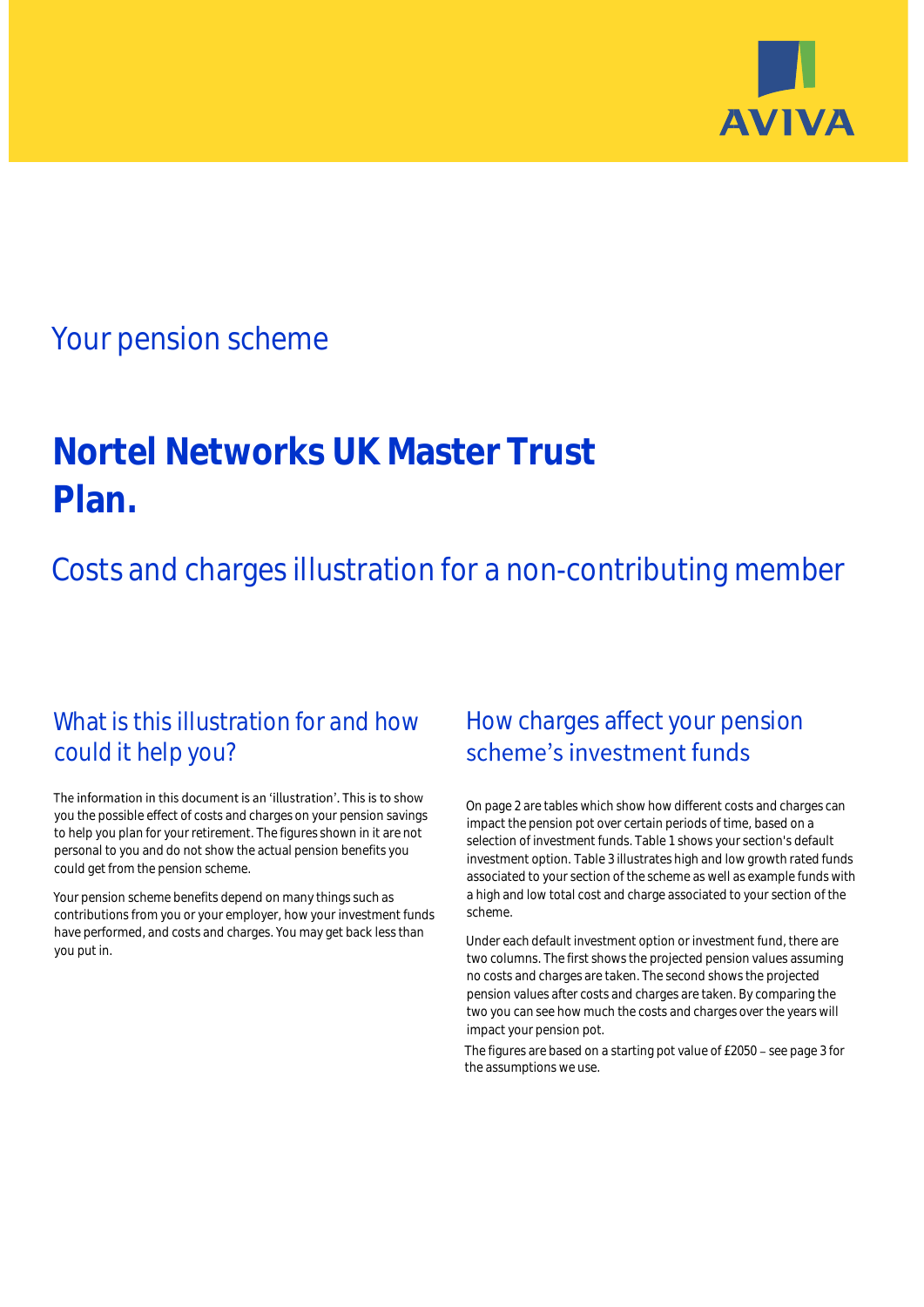AVIVA

## Your pension scheme

# Nortel Networks UK Master Trust Plan.

## Costs and charges illustration for a non-contributing member

### What is this illustration for and how could it help you?

The information in this document is an 'illustration'. This is to show you the possible effect of costs and charges on your pension savings to help you plan for your retirement. The figures shown in it are not personal to you and do not show the actual pension benefits you could get from the pension scheme.

Your pension scheme benefits depend on many things such as contributions from you or your employer, how your investment funds have performed, and costs and charges. You may get back less than you put in.

### How charges affect your pension scheme's investment funds

On page 2 are tables which show how different costs and charges can impact the pension pot over certain periods of time, based on a selection of investment funds. Table 1 shows your section's default investment option. Table 3 illustrates high and low growth rated funds associated to your section of the scheme as well as example funds with a high and low total cost and charge associated to your section of the scheme.

Under each default investment option or investment fund, there are two columns. The first shows the projected pension values assuming no costs and charges are taken. The second shows the projected pension values after costs and charges are taken. By comparing the two you can see how much the costs and charges over the years will impact your pension pot.

The figures are based on a starting pot value of £2050 – see page 3 for the assumptions we use.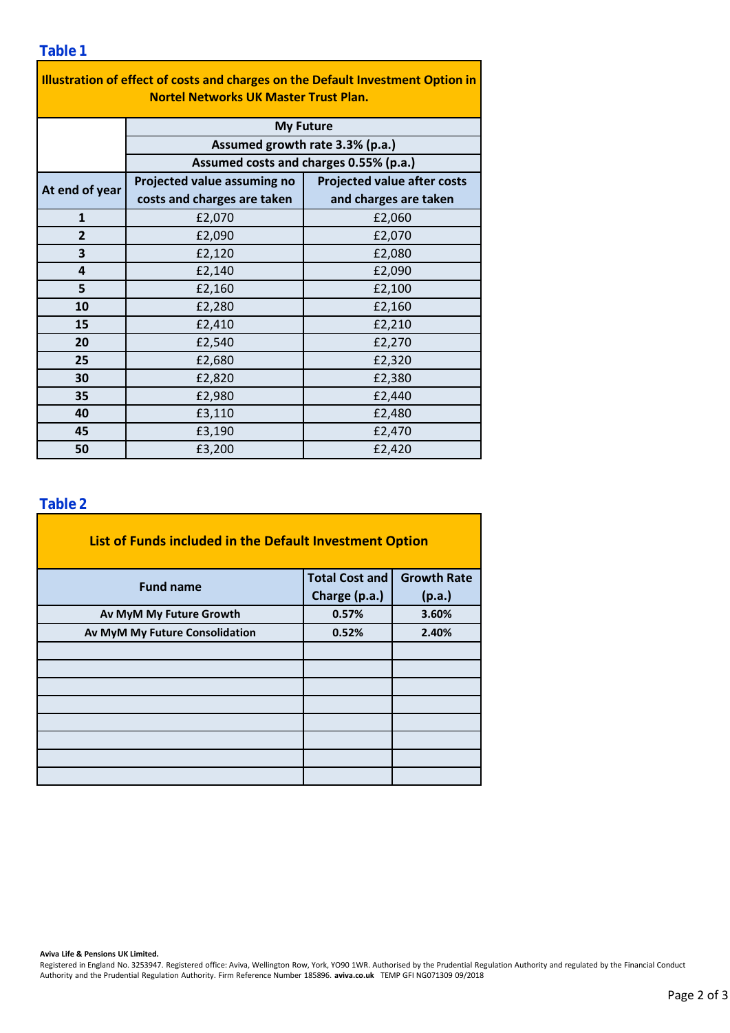## Table 1

| Illustration of effect of costs and charges on the Default Investment Option in Nortel Networks UK Master Trust Plan. | | |
|---|---|---|
| | My Future | |
| | Assumed growth rate 3.3% (p.a.) | |
| | Assumed costs and charges 0.55% (p.a.) | |
| At end of year | Projected value assuming no costs and charges are taken | Projected value after costs and charges are taken |
| 1 | £2,070 | £2,060 |
| 2 | £2,090 | £2,070 |
| 3 | £2,120 | £2,080 |
| 4 | £2,140 | £2,090 |
| 5 | £2,160 | £2,100 |
| 10 | £2,280 | £2,160 |
| 15 | £2,410 | £2,210 |
| 20 | £2,540 | £2,270 |
| 25 | £2,680 | £2,320 |
| 30 | £2,820 | £2,380 |
| 35 | £2,980 | £2,440 |
| 40 | £3,110 | £2,480 |
| 45 | £3,190 | £2,470 |
| 50 | £3,200 | £2,420 |

## Table 2

| List of Funds included in the Default Investment Option | | |
|---|---|---|
| Fund name | Total Cost and Charge (p.a.) | Growth Rate (p.a.) |
| Av MyM My Future Growth | 0.57% | 3.60% |
| Av MyM My Future Consolidation | 0.52% | 2.40% |
| | | |
| | | |
| | | |
| | | |
| | | |
| | | |
| | | |
| | | |

**Aviva Life & Pensions UK Limited.**
Registered in England No. 3253947. Registered office: Aviva, Wellington Row, York, YO90 1WR. Authorised by the Prudential Regulation Authority and regulated by the Financial Conduct Authority and the Prudential Regulation Authority. Firm Reference Number 185896. **aviva.co.uk** TEMP GFI NG071309 09/2018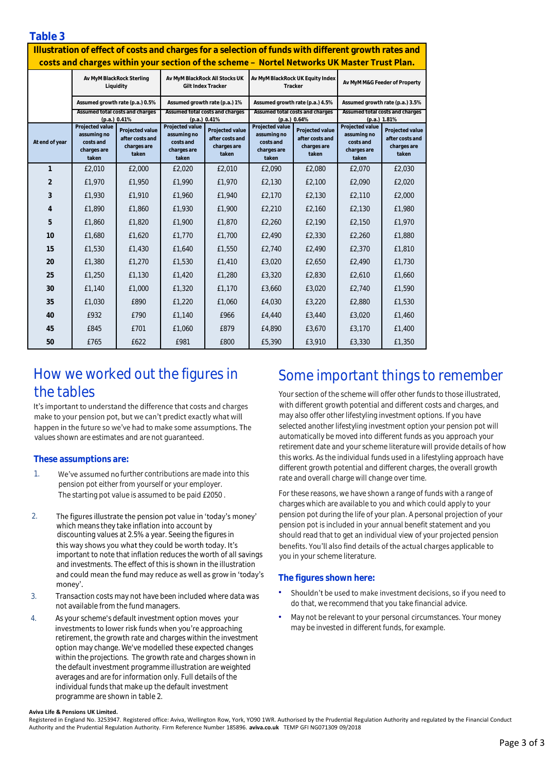## Table 3

| Illustration of effect of costs and charges for a selection of funds with different growth rates and costs and charges within your section of the scheme – Nortel Networks UK Master Trust Plan. | | | | | | | | |
|---|---|---|---|---|---|---|---|---|
| | Av MyM BlackRock Sterling Liquidity | | Av MyM BlackRock All Stocks UK Gilt Index Tracker | | Av MyM BlackRock UK Equity Index Tracker | | Av MyM M&G Feeder of Property | |
| | Assumed growth rate (p.a.) 0.5% | | Assumed growth rate (p.a.) 1% | | Assumed growth rate (p.a.) 4.5% | | Assumed growth rate (p.a.) 3.5% | |
| | Assumed total costs and charges (p.a.) 0.41% | | Assumed total costs and charges (p.a.) 0.41% | | Assumed total costs and charges (p.a.) 0.64% | | Assumed total costs and charges (p.a.) 1.81% | |
| At end of year | Projected value assuming no costs and charges are taken | Projected value after costs and charges are taken | Projected value assuming no costs and charges are taken | Projected value after costs and charges are taken | Projected value assuming no costs and charges are taken | Projected value after costs and charges are taken | Projected value assuming no costs and charges are taken | Projected value after costs and charges are taken |
| 1 | £2,010 | £2,000 | £2,020 | £2,010 | £2,090 | £2,080 | £2,070 | £2,030 |
| 2 | £1,970 | £1,950 | £1,990 | £1,970 | £2,130 | £2,100 | £2,090 | £2,020 |
| 3 | £1,930 | £1,910 | £1,960 | £1,940 | £2,170 | £2,130 | £2,110 | £2,000 |
| 4 | £1,890 | £1,860 | £1,930 | £1,900 | £2,210 | £2,160 | £2,130 | £1,980 |
| 5 | £1,860 | £1,820 | £1,900 | £1,870 | £2,260 | £2,190 | £2,150 | £1,970 |
| 10 | £1,680 | £1,620 | £1,770 | £1,700 | £2,490 | £2,330 | £2,260 | £1,880 |
| 15 | £1,530 | £1,430 | £1,640 | £1,550 | £2,740 | £2,490 | £2,370 | £1,810 |
| 20 | £1,380 | £1,270 | £1,530 | £1,410 | £3,020 | £2,650 | £2,490 | £1,730 |
| 25 | £1,250 | £1,130 | £1,420 | £1,280 | £3,320 | £2,830 | £2,610 | £1,660 |
| 30 | £1,140 | £1,000 | £1,320 | £1,170 | £3,660 | £3,020 | £2,740 | £1,590 |
| 35 | £1,030 | £890 | £1,220 | £1,060 | £4,030 | £3,220 | £2,880 | £1,530 |
| 40 | £932 | £790 | £1,140 | £966 | £4,440 | £3,440 | £3,020 | £1,460 |
| 45 | £845 | £701 | £1,060 | £879 | £4,890 | £3,670 | £3,170 | £1,400 |
| 50 | £765 | £622 | £981 | £800 | £5,390 | £3,910 | £3,330 | £1,350 |

# How we worked out the figures in the tables

It's important to understand the difference that costs and charges make to your pension pot, but we can't predict exactly what will happen in the future so we've had to make some assumptions. The values shown are estimates and are not guaranteed.

### These assumptions are:

1. We've assumed no further contributions are made into this pension pot either from yourself or your employer. The starting pot value is assumed to be paid £2050 .
2. The figures illustrate the pension pot value in 'today's money' which means they take inflation into account by discounting values at 2.5% a year. Seeing the figures in this way shows you what they could be worth today. It's important to note that inflation reduces the worth of all savings and investments. The effect of this is shown in the illustration and could mean the fund may reduce as well as grow in 'today's money'.
3. Transaction costs may not have been included where data was not available from the fund managers.
4. As your scheme's default investment option moves your investments to lower risk funds when you're approaching retirement, the growth rate and charges within the investment option may change. We've modelled these expected changes within the projections. The growth rate and charges shown in the default investment programme illustration are weighted averages and are for information only. Full details of the individual funds that make up the default investment programme are shown in table 2.

# Some important things to remember

Your section of the scheme will offer other funds to those illustrated, with different growth potential and different costs and charges, and may also offer other lifestyling investment options. If you have selected another lifestyling investment option your pension pot will automatically be moved into different funds as you approach your retirement date and your scheme literature will provide details of how this works. As the individual funds used in a lifestyling approach have different growth potential and different charges, the overall growth rate and overall charge will change over time.

For these reasons, we have shown a range of funds with a range of charges which are available to you and which could apply to your pension pot during the life of your plan. A personal projection of your pension pot is included in your annual benefit statement and you should read that to get an individual view of your projected pension benefits. You'll also find details of the actual charges applicable to you in your scheme literature.

### The figures shown here:

- Shouldn't be used to make investment decisions, so if you need to do that, we recommend that you take financial advice.
- May not be relevant to your personal circumstances. Your money may be invested in different funds, for example.

**Aviva Life & Pensions UK Limited.**
Registered in England No. 3253947. Registered office: Aviva, Wellington Row, York, YO90 1WR. Authorised by the Prudential Regulation Authority and regulated by the Financial Conduct Authority and the Prudential Regulation Authority. Firm Reference Number 185896. **aviva.co.uk** TEMP GFI NG071309 09/2018